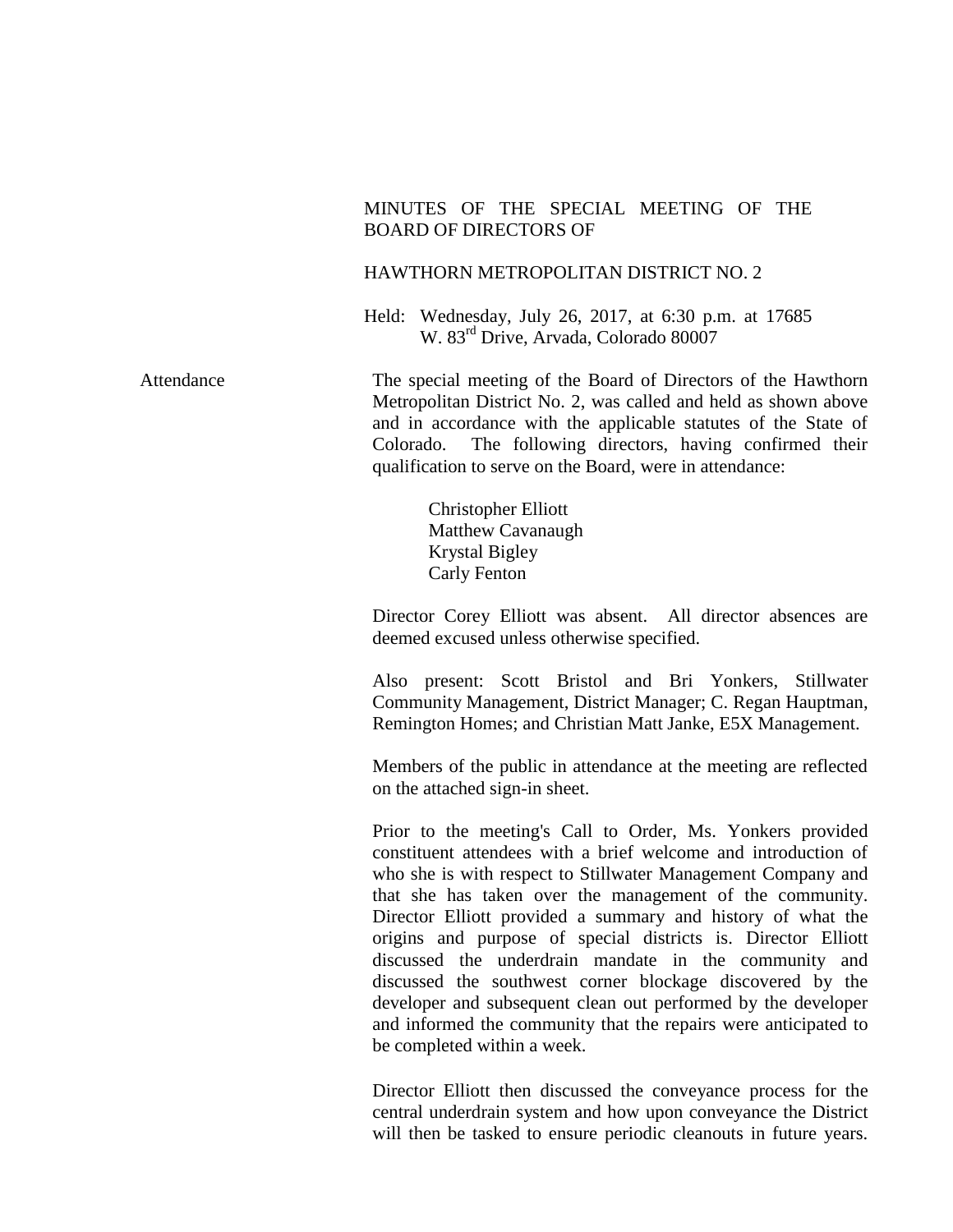MINUTES OF THE SPECIAL MEETING OF THE BOARD OF DIRECTORS OF

HAWTHORN METROPOLITAN DISTRICT NO. 2

Held: Wednesday, July 26, 2017, at 6:30 p.m. at 17685 W. 83rd Drive, Arvada, Colorado 80007

**Attendance**

The special meeting of the Board of Directors of the Hawthorn Metropolitan District No. 2, was called and held as shown above and in accordance with the applicable statutes of the State of Colorado. The following directors, having confirmed their qualification to serve on the Board, were in attendance:

Christopher Elliott
Matthew Cavanaugh
Krystal Bigley
Carly Fenton

Director Corey Elliott was absent. All director absences are deemed excused unless otherwise specified.

Also present: Scott Bristol and Bri Yonkers, Stillwater Community Management, District Manager; C. Regan Hauptman, Remington Homes; and Christian Matt Janke, E5X Management.

Members of the public in attendance at the meeting are reflected on the attached sign-in sheet.

Prior to the meeting's Call to Order, Ms. Yonkers provided constituent attendees with a brief welcome and introduction of who she is with respect to Stillwater Management Company and that she has taken over the management of the community. Director Elliott provided a summary and history of what the origins and purpose of special districts is. Director Elliott discussed the underdrain mandate in the community and discussed the southwest corner blockage discovered by the developer and subsequent clean out performed by the developer and informed the community that the repairs were anticipated to be completed within a week.

Director Elliott then discussed the conveyance process for the central underdrain system and how upon conveyance the District will then be tasked to ensure periodic cleanouts in future years.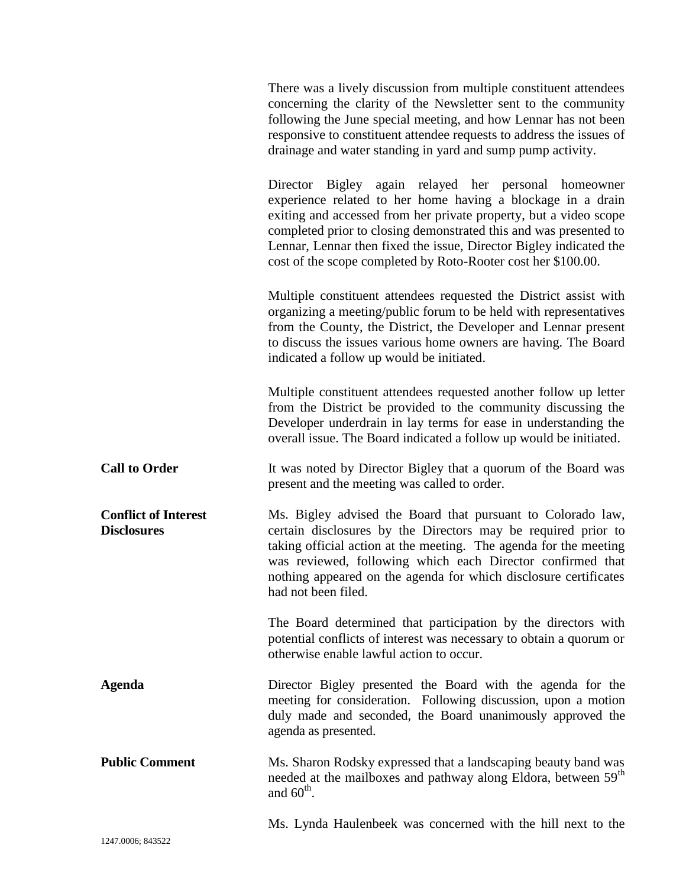There was a lively discussion from multiple constituent attendees concerning the clarity of the Newsletter sent to the community following the June special meeting, and how Lennar has not been responsive to constituent attendee requests to address the issues of drainage and water standing in yard and sump pump activity.

Director Bigley again relayed her personal homeowner experience related to her home having a blockage in a drain exiting and accessed from her private property, but a video scope completed prior to closing demonstrated this and was presented to Lennar, Lennar then fixed the issue, Director Bigley indicated the cost of the scope completed by Roto-Rooter cost her $100.00.

Multiple constituent attendees requested the District assist with organizing a meeting/public forum to be held with representatives from the County, the District, the Developer and Lennar present to discuss the issues various home owners are having. The Board indicated a follow up would be initiated.

Multiple constituent attendees requested another follow up letter from the District be provided to the community discussing the Developer underdrain in lay terms for ease in understanding the overall issue. The Board indicated a follow up would be initiated.

**Call to Order**

It was noted by Director Bigley that a quorum of the Board was present and the meeting was called to order.

**Conflict of Interest Disclosures**

Ms. Bigley advised the Board that pursuant to Colorado law, certain disclosures by the Directors may be required prior to taking official action at the meeting. The agenda for the meeting was reviewed, following which each Director confirmed that nothing appeared on the agenda for which disclosure certificates had not been filed.

The Board determined that participation by the directors with potential conflicts of interest was necessary to obtain a quorum or otherwise enable lawful action to occur.

**Agenda**

Director Bigley presented the Board with the agenda for the meeting for consideration. Following discussion, upon a motion duly made and seconded, the Board unanimously approved the agenda as presented.

**Public Comment**

Ms. Sharon Rodsky expressed that a landscaping beauty band was needed at the mailboxes and pathway along Eldora, between 59th and 60th.

Ms. Lynda Haulenbeek was concerned with the hill next to the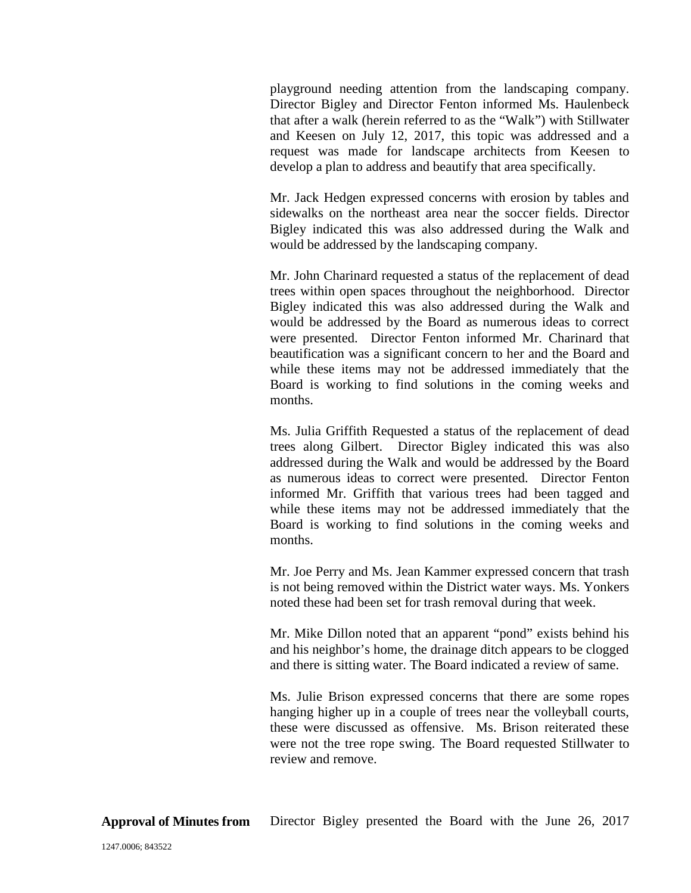playground needing attention from the landscaping company. Director Bigley and Director Fenton informed Ms. Haulenbeck that after a walk (herein referred to as the "Walk") with Stillwater and Keesen on July 12, 2017, this topic was addressed and a request was made for landscape architects from Keesen to develop a plan to address and beautify that area specifically.

Mr. Jack Hedgen expressed concerns with erosion by tables and sidewalks on the northeast area near the soccer fields. Director Bigley indicated this was also addressed during the Walk and would be addressed by the landscaping company.

Mr. John Charinard requested a status of the replacement of dead trees within open spaces throughout the neighborhood. Director Bigley indicated this was also addressed during the Walk and would be addressed by the Board as numerous ideas to correct were presented. Director Fenton informed Mr. Charinard that beautification was a significant concern to her and the Board and while these items may not be addressed immediately that the Board is working to find solutions in the coming weeks and months.

Ms. Julia Griffith Requested a status of the replacement of dead trees along Gilbert. Director Bigley indicated this was also addressed during the Walk and would be addressed by the Board as numerous ideas to correct were presented. Director Fenton informed Mr. Griffith that various trees had been tagged and while these items may not be addressed immediately that the Board is working to find solutions in the coming weeks and months.

Mr. Joe Perry and Ms. Jean Kammer expressed concern that trash is not being removed within the District water ways. Ms. Yonkers noted these had been set for trash removal during that week.

Mr. Mike Dillon noted that an apparent "pond" exists behind his and his neighbor's home, the drainage ditch appears to be clogged and there is sitting water. The Board indicated a review of same.

Ms. Julie Brison expressed concerns that there are some ropes hanging higher up in a couple of trees near the volleyball courts, these were discussed as offensive. Ms. Brison reiterated these were not the tree rope swing. The Board requested Stillwater to review and remove.

**Approval of Minutes from** Director Bigley presented the Board with the June 26, 2017

1247.0006; 843522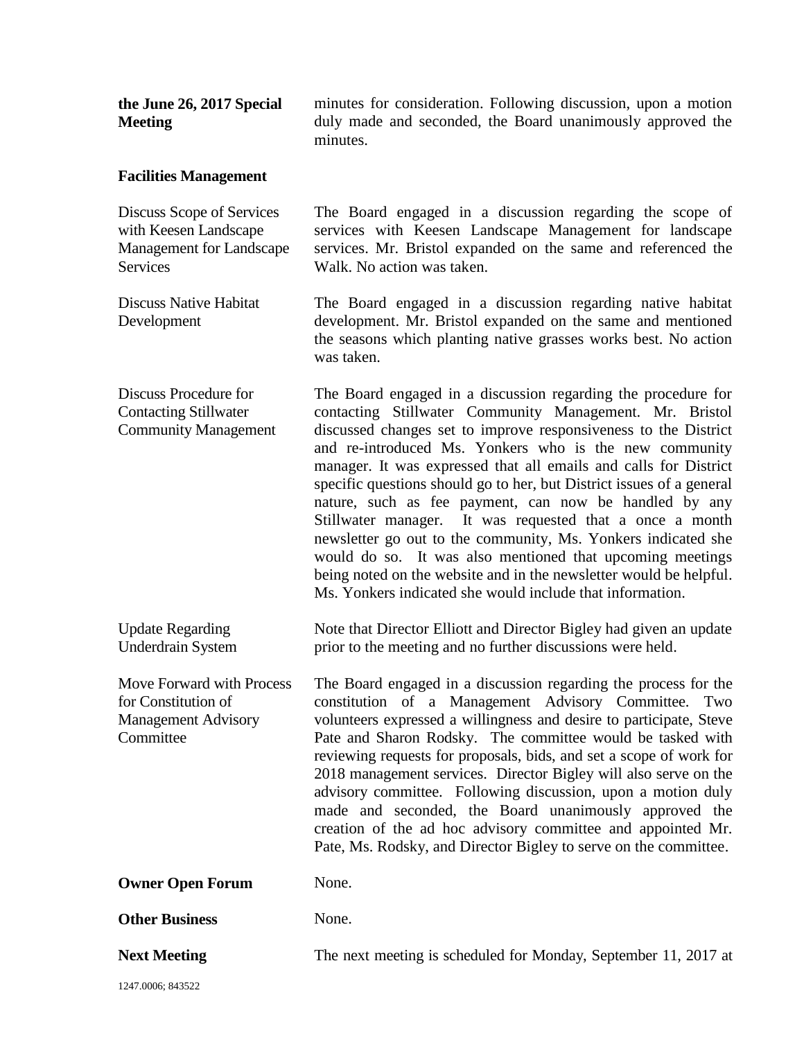| | |
|---|---|
| **the June 26, 2017 Special Meeting** | minutes for consideration. Following discussion, upon a motion duly made and seconded, the Board unanimously approved the minutes. |

**Facilities Management**

| | |
|---|---|
| Discuss Scope of Services with Keesen Landscape Management for Landscape Services | The Board engaged in a discussion regarding the scope of services with Keesen Landscape Management for landscape services. Mr. Bristol expanded on the same and referenced the Walk. No action was taken. |
| Discuss Native Habitat Development | The Board engaged in a discussion regarding native habitat development. Mr. Bristol expanded on the same and mentioned the seasons which planting native grasses works best. No action was taken. |
| Discuss Procedure for Contacting Stillwater Community Management | The Board engaged in a discussion regarding the procedure for contacting Stillwater Community Management. Mr. Bristol discussed changes set to improve responsiveness to the District and re-introduced Ms. Yonkers who is the new community manager. It was expressed that all emails and calls for District specific questions should go to her, but District issues of a general nature, such as fee payment, can now be handled by any Stillwater manager. It was requested that a once a month newsletter go out to the community, Ms. Yonkers indicated she would do so. It was also mentioned that upcoming meetings being noted on the website and in the newsletter would be helpful. Ms. Yonkers indicated she would include that information. |
| Update Regarding Underdrain System | Note that Director Elliott and Director Bigley had given an update prior to the meeting and no further discussions were held. |
| Move Forward with Process for Constitution of Management Advisory Committee | The Board engaged in a discussion regarding the process for the constitution of a Management Advisory Committee. Two volunteers expressed a willingness and desire to participate, Steve Pate and Sharon Rodsky. The committee would be tasked with reviewing requests for proposals, bids, and set a scope of work for 2018 management services. Director Bigley will also serve on the advisory committee. Following discussion, upon a motion duly made and seconded, the Board unanimously approved the creation of the ad hoc advisory committee and appointed Mr. Pate, Ms. Rodsky, and Director Bigley to serve on the committee. |

| | |
|---|---|
| **Owner Open Forum** | None. |
| **Other Business** | None. |
| **Next Meeting** | The next meeting is scheduled for Monday, September 11, 2017 at |

1247.0006; 843522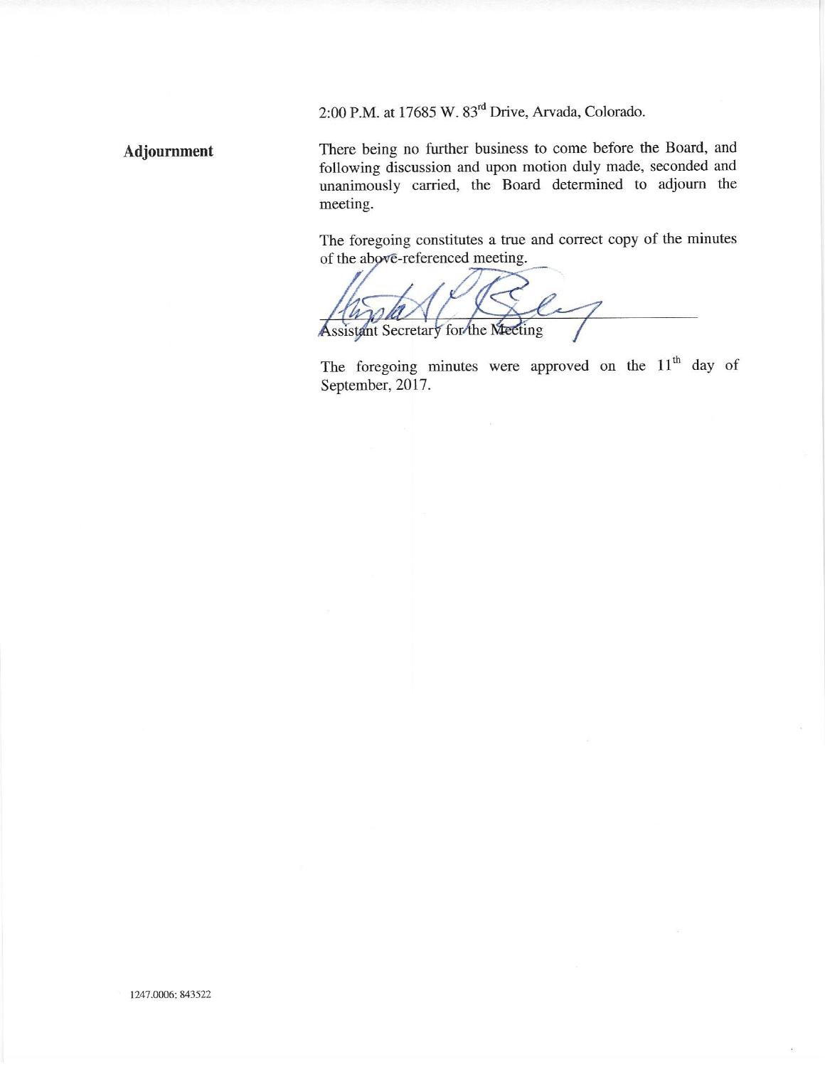2:00 P.M. at 17685 W. 83rd Drive, Arvada, Colorado.

**Adjournment**

There being no further business to come before the Board, and following discussion and upon motion duly made, seconded and unanimously carried, the Board determined to adjourn the meeting.

The foregoing constitutes a true and correct copy of the minutes of the above-referenced meeting.

Assistant Secretary for the Meeting

The foregoing minutes were approved on the 11th day of September, 2017.

1247.0006; 843522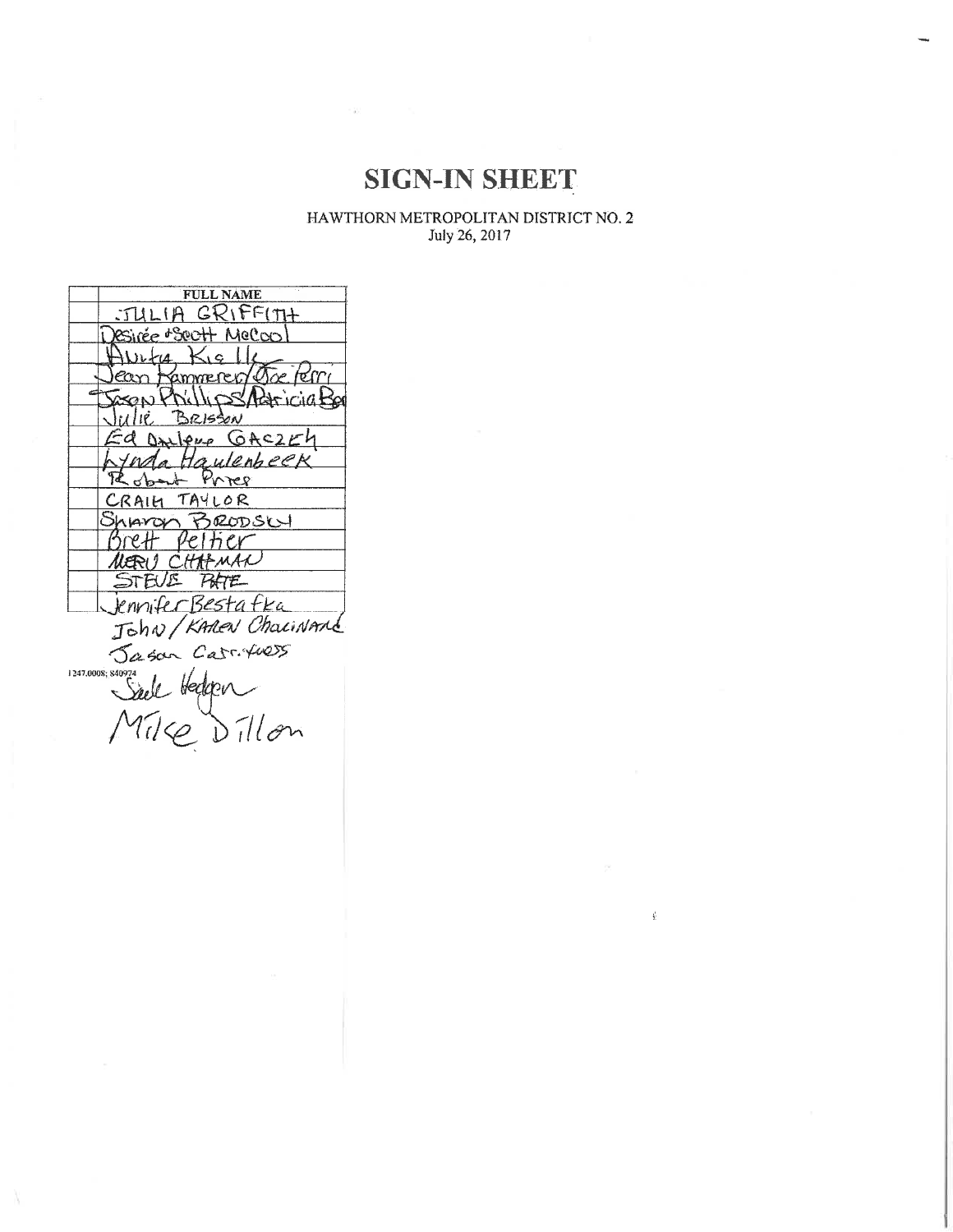# SIGN-IN SHEET

HAWTHORN METROPOLITAN DISTRICT NO. 2
July 26, 2017

| | FULL NAME |
|---|---|
| | JULIA GRIFFITH |
| | Desirée +Scott McCool |
| | Anita Kielly |
| | Jean Kammerer/Joe Perri |
| | Jason Phillips/Patricia Bea |
| | Julie BRISSON |
| | Ed Darlene GACZEK |
| | Lynda Haulenbeek |
| | Robert Prres |
| | CRAIG TAYLOR |
| | Sharon BRODSKY |
| | Brett Peltier |
| | MERV CHAPMAN |
| | STEVE PATE |
| | Jennifer Bestafka |

John/KAREN Chaulnard

Jason Carr.Yuess

1247.0008; 840974

Sade Hedgen

Mike Dillon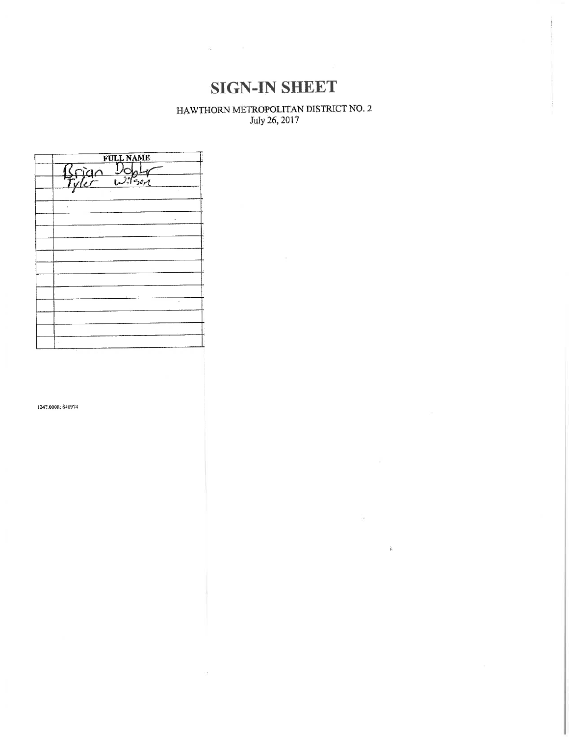# SIGN-IN SHEET

HAWTHORN METROPOLITAN DISTRICT NO. 2
July 26, 2017

| | FULL NAME |
|---|---|
| | Brian Dobler |
| | Tyler Wilson |
| | |
| | |
| | |
| | |
| | |
| | |
| | |
| | |
| | |
| | |
| | |
| | |

1247.0008; 840974